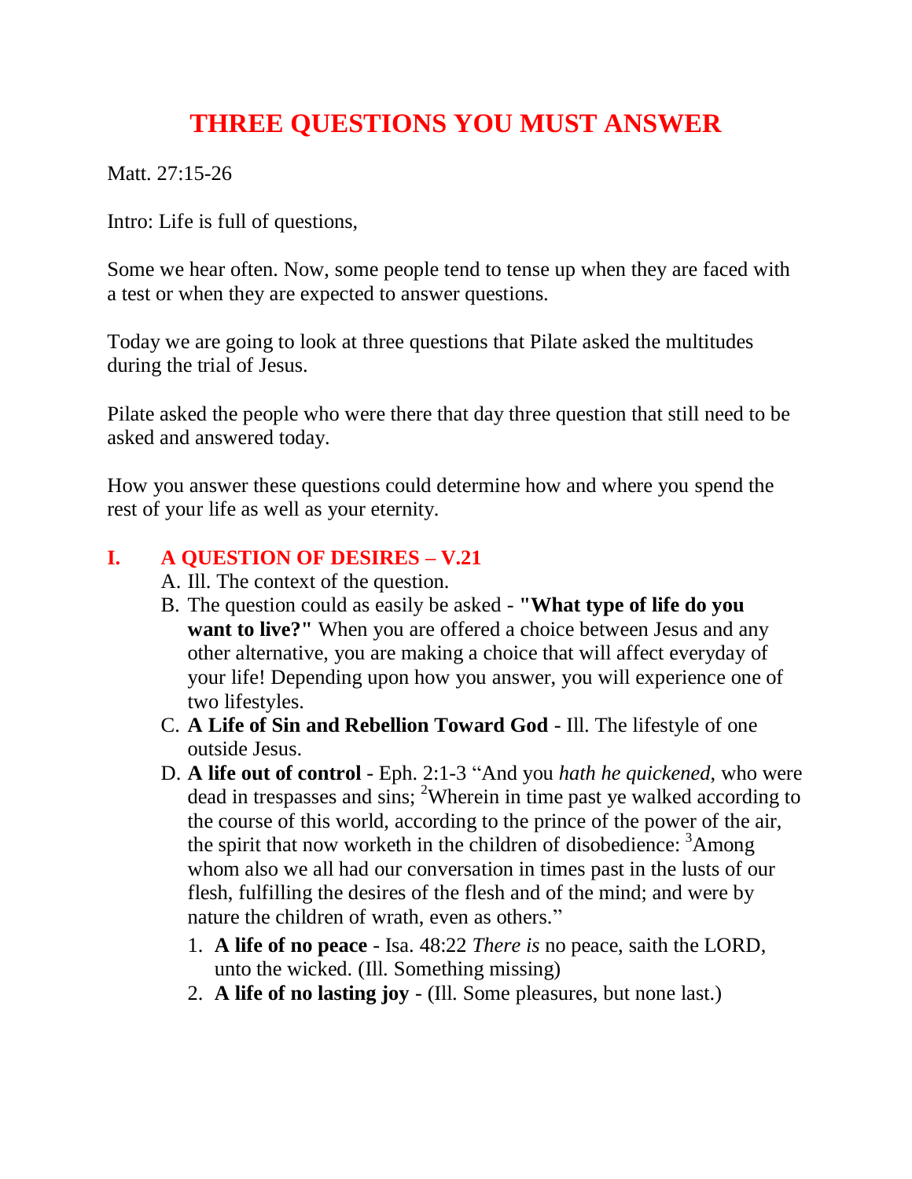# THREE QUESTIONS YOU MUST ANSWER

Matt. 27:15-26

Intro: Life is full of questions,

Some we hear often. Now, some people tend to tense up when they are faced with a test or when they are expected to answer questions.

Today we are going to look at three questions that Pilate asked the multitudes during the trial of Jesus.

Pilate asked the people who were there that day three question that still need to be asked and answered today.

How you answer these questions could determine how and where you spend the rest of your life as well as your eternity.

## I. A QUESTION OF DESIRES – V.21

A. Ill. The context of the question.

B. The question could as easily be asked - **"What type of life do you want to live?"** When you are offered a choice between Jesus and any other alternative, you are making a choice that will affect everyday of your life! Depending upon how you answer, you will experience one of two lifestyles.

C. **A Life of Sin and Rebellion Toward God** - Ill. The lifestyle of one outside Jesus.

D. **A life out of control** - Eph. 2:1-3 "And you *hath he quickened*, who were dead in trespasses and sins; [2]Wherein in time past ye walked according to the course of this world, according to the prince of the power of the air, the spirit that now worketh in the children of disobedience: [3]Among whom also we all had our conversation in times past in the lusts of our flesh, fulfilling the desires of the flesh and of the mind; and were by nature the children of wrath, even as others."

1. **A life of no peace** - Isa. 48:22 *There is* no peace, saith the LORD, unto the wicked. (Ill. Something missing)
2. **A life of no lasting joy** - (Ill. Some pleasures, but none last.)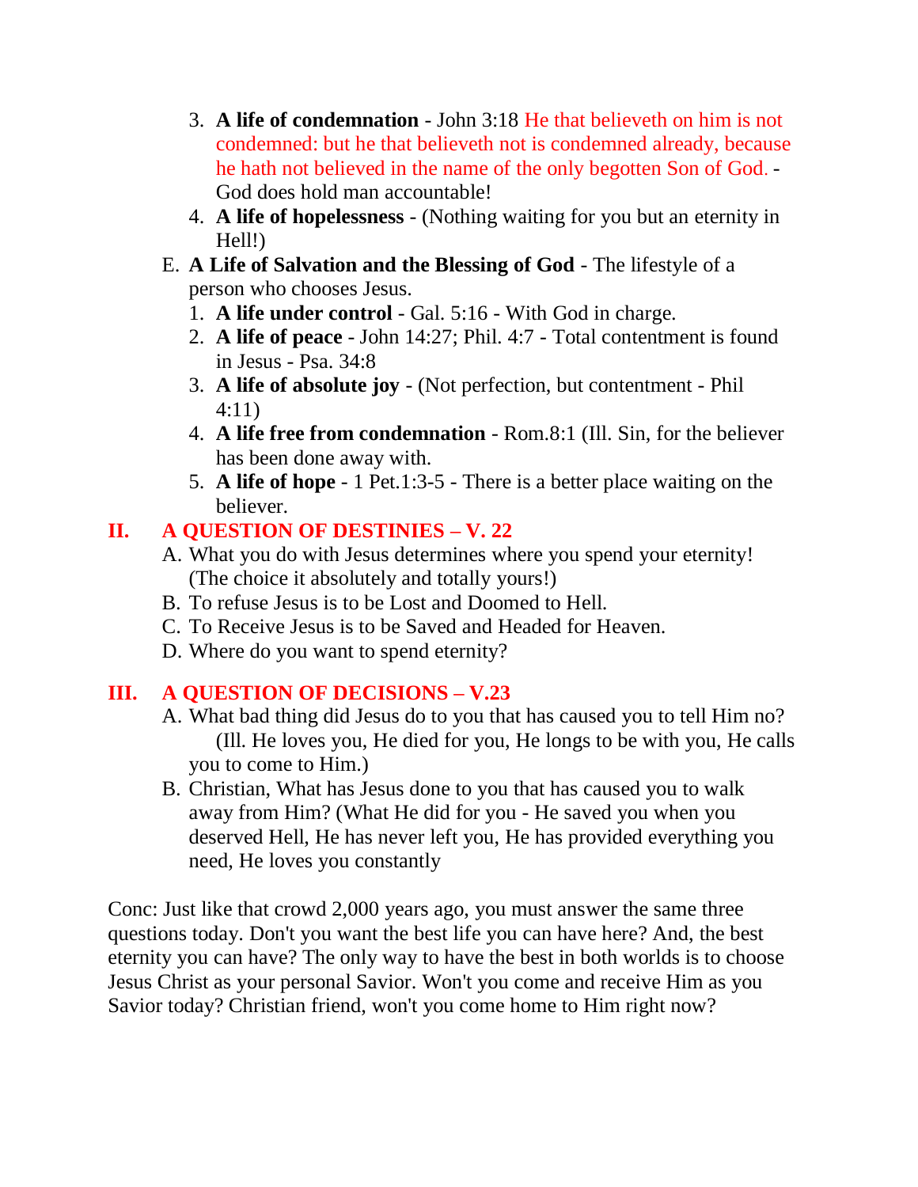3. **A life of condemnation** - John 3:18 He that believeth on him is not condemned: but he that believeth not is condemned already, because he hath not believed in the name of the only begotten Son of God. - God does hold man accountable!
4. **A life of hopelessness** - (Nothing waiting for you but an eternity in Hell!)

E. **A Life of Salvation and the Blessing of God** - The lifestyle of a person who chooses Jesus.

1. **A life under control** - Gal. 5:16 - With God in charge.
2. **A life of peace** - John 14:27; Phil. 4:7 - Total contentment is found in Jesus - Psa. 34:8
3. **A life of absolute joy** - (Not perfection, but contentment - Phil 4:11)
4. **A life free from condemnation** - Rom.8:1 (Ill. Sin, for the believer has been done away with.
5. **A life of hope** - 1 Pet.1:3-5 - There is a better place waiting on the believer.

## II. A QUESTION OF DESTINIES – V. 22

A. What you do with Jesus determines where you spend your eternity! (The choice it absolutely and totally yours!)

B. To refuse Jesus is to be Lost and Doomed to Hell.

C. To Receive Jesus is to be Saved and Headed for Heaven.

D. Where do you want to spend eternity?

## III. A QUESTION OF DECISIONS – V.23

A. What bad thing did Jesus do to you that has caused you to tell Him no? (Ill. He loves you, He died for you, He longs to be with you, He calls you to come to Him.)

B. Christian, What has Jesus done to you that has caused you to walk away from Him? (What He did for you - He saved you when you deserved Hell, He has never left you, He has provided everything you need, He loves you constantly

Conc: Just like that crowd 2,000 years ago, you must answer the same three questions today. Don't you want the best life you can have here? And, the best eternity you can have? The only way to have the best in both worlds is to choose Jesus Christ as your personal Savior. Won't you come and receive Him as you Savior today? Christian friend, won't you come home to Him right now?